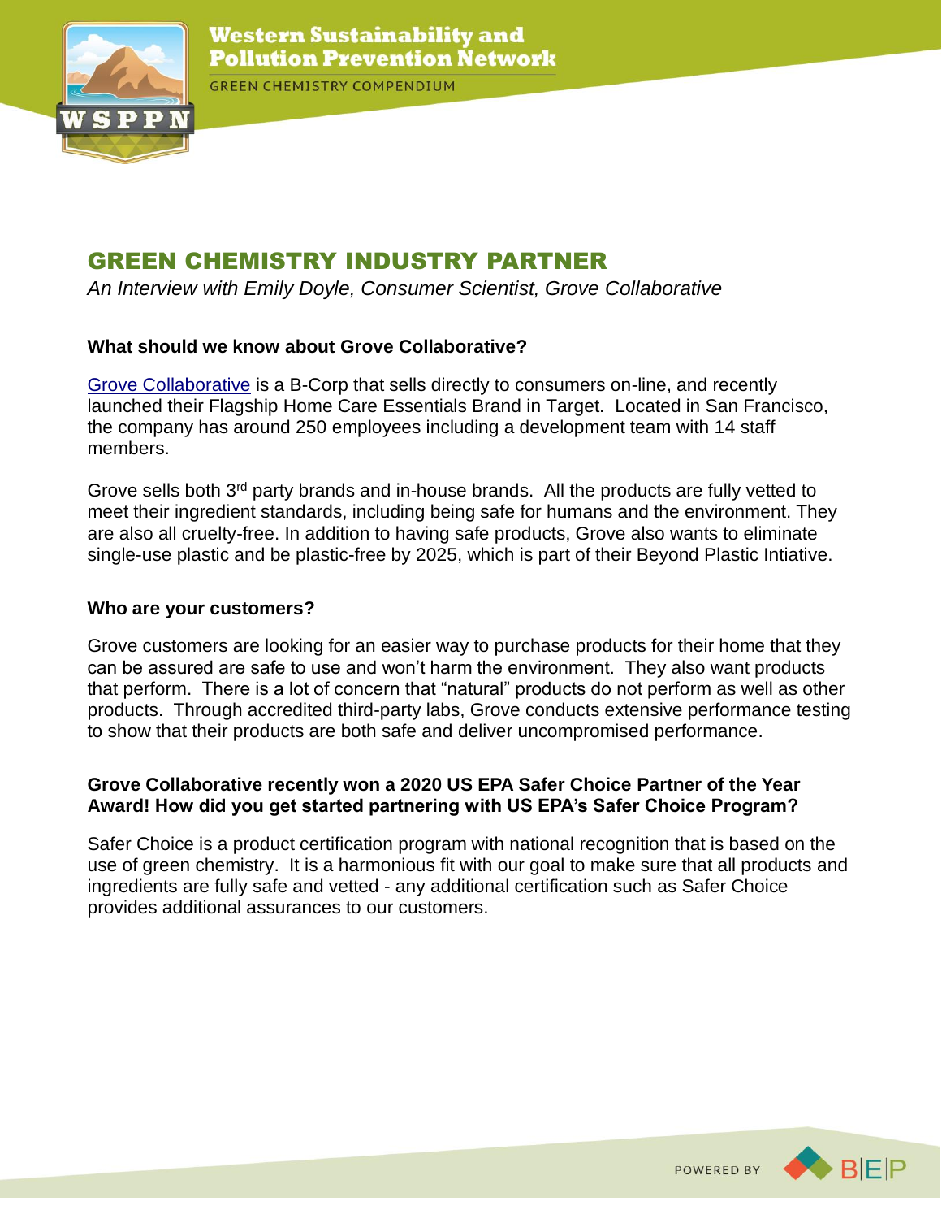# GREEN CHEMISTRY INDUSTRY PARTNER

*An Interview with Emily Doyle, Consumer Scientist, Grove Collaborative*

**What should we know about Grove Collaborative?**

Grove Collaborative is a B-Corp that sells directly to consumers on-line, and recently launched their Flagship Home Care Essentials Brand in Target. Located in San Francisco, the company has around 250 employees including a development team with 14 staff members.

Grove sells both 3rd party brands and in-house brands. All the products are fully vetted to meet their ingredient standards, including being safe for humans and the environment. They are also all cruelty-free. In addition to having safe products, Grove also wants to eliminate single-use plastic and be plastic-free by 2025, which is part of their Beyond Plastic Intiative.

**Who are your customers?**

Grove customers are looking for an easier way to purchase products for their home that they can be assured are safe to use and won't harm the environment. They also want products that perform. There is a lot of concern that "natural" products do not perform as well as other products. Through accredited third-party labs, Grove conducts extensive performance testing to show that their products are both safe and deliver uncompromised performance.

**Grove Collaborative recently won a 2020 US EPA Safer Choice Partner of the Year Award! How did you get started partnering with US EPA's Safer Choice Program?**

Safer Choice is a product certification program with national recognition that is based on the use of green chemistry. It is a harmonious fit with our goal to make sure that all products and ingredients are fully safe and vetted - any additional certification such as Safer Choice provides additional assurances to our customers.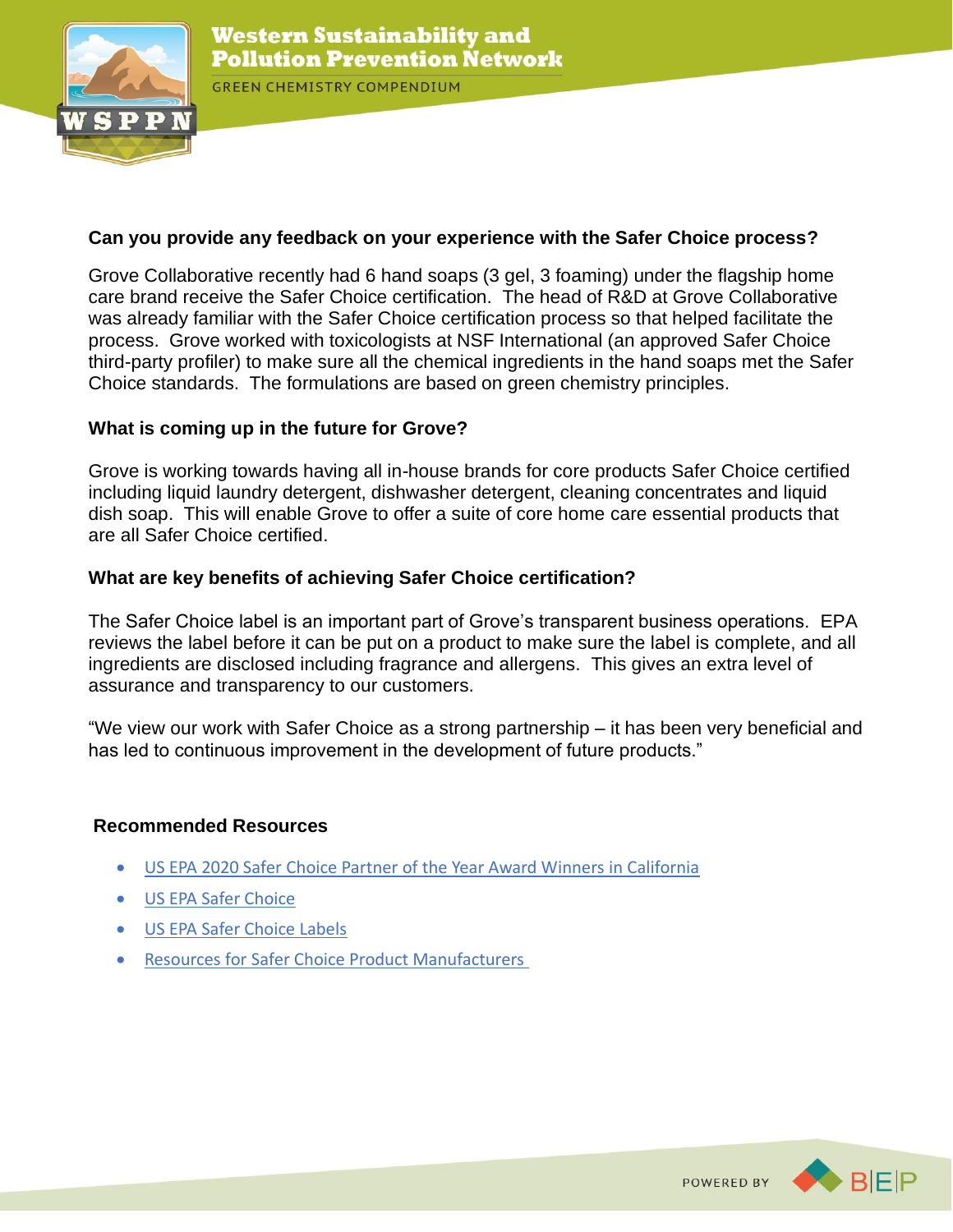**Can you provide any feedback on your experience with the Safer Choice process?**

Grove Collaborative recently had 6 hand soaps (3 gel, 3 foaming) under the flagship home care brand receive the Safer Choice certification. The head of R&D at Grove Collaborative was already familiar with the Safer Choice certification process so that helped facilitate the process. Grove worked with toxicologists at NSF International (an approved Safer Choice third-party profiler) to make sure all the chemical ingredients in the hand soaps met the Safer Choice standards. The formulations are based on green chemistry principles.

**What is coming up in the future for Grove?**

Grove is working towards having all in-house brands for core products Safer Choice certified including liquid laundry detergent, dishwasher detergent, cleaning concentrates and liquid dish soap. This will enable Grove to offer a suite of core home care essential products that are all Safer Choice certified.

**What are key benefits of achieving Safer Choice certification?**

The Safer Choice label is an important part of Grove's transparent business operations. EPA reviews the label before it can be put on a product to make sure the label is complete, and all ingredients are disclosed including fragrance and allergens. This gives an extra level of assurance and transparency to our customers.

"We view our work with Safer Choice as a strong partnership – it has been very beneficial and has led to continuous improvement in the development of future products."

**Recommended Resources**

- US EPA 2020 Safer Choice Partner of the Year Award Winners in California
- US EPA Safer Choice
- US EPA Safer Choice Labels
- Resources for Safer Choice Product Manufacturers